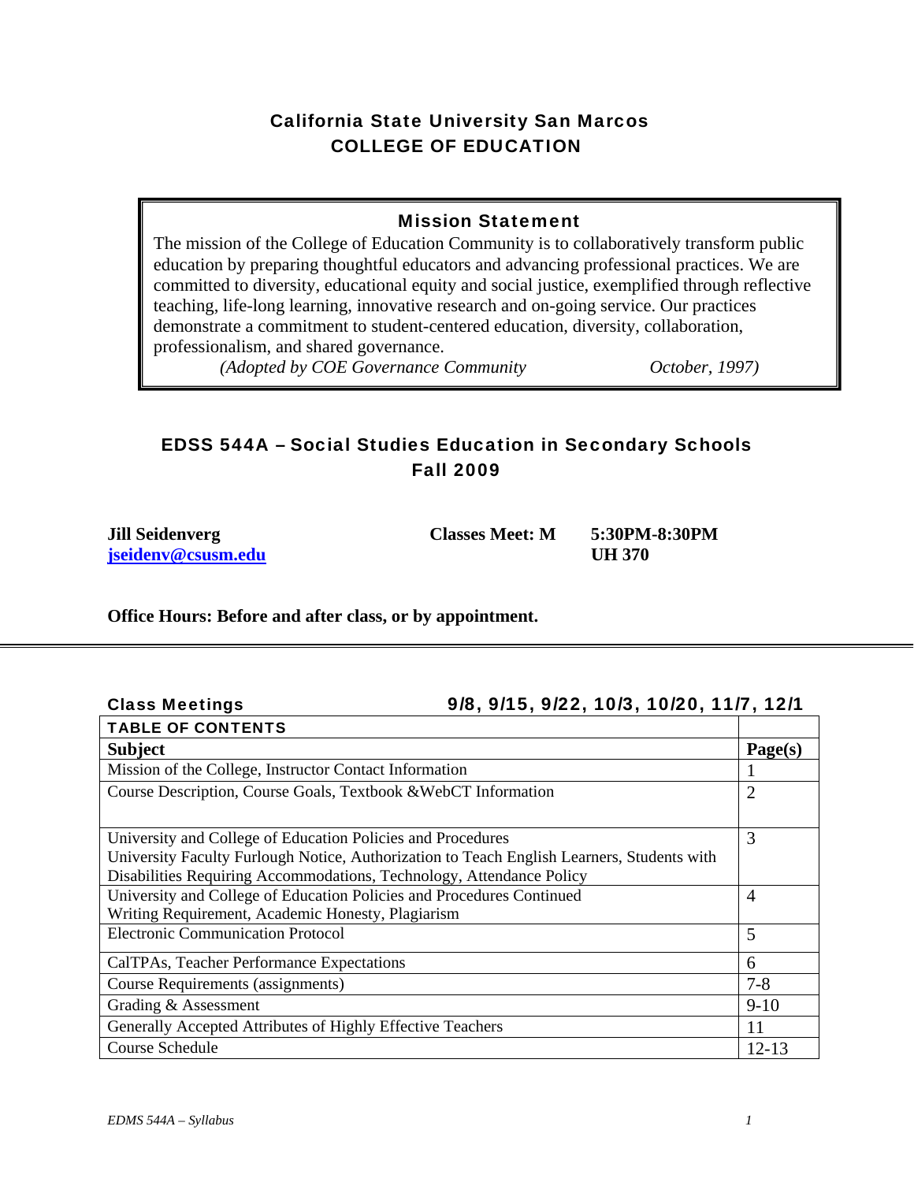# California State University San Marcos
# COLLEGE OF EDUCATION

## Mission Statement

The mission of the College of Education Community is to collaboratively transform public education by preparing thoughtful educators and advancing professional practices. We are committed to diversity, educational equity and social justice, exemplified through reflective teaching, life-long learning, innovative research and on-going service. Our practices demonstrate a commitment to student-centered education, diversity, collaboration, professionalism, and shared governance.

*(Adopted by COE Governance Community October, 1997)*

## EDSS 544A – Social Studies Education in Secondary Schools
## Fall 2009

**Jill Seidenverg**
**jseidenv@csusm.edu**

**Classes Meet: M 5:30PM-8:30PM**
**UH 370**

**Office Hours: Before and after class, or by appointment.**

---

**Class Meetings 9/8, 9/15, 9/22, 10/3, 10/20, 11/7, 12/1**

| TABLE OF CONTENTS | |
|---|---|
| **Subject** | **Page(s)** |
| Mission of the College, Instructor Contact Information | 1 |
| Course Description, Course Goals, Textbook &WebCT Information | 2 |
| University and College of Education Policies and Procedures<br>University Faculty Furlough Notice, Authorization to Teach English Learners, Students with Disabilities Requiring Accommodations, Technology, Attendance Policy | 3 |
| University and College of Education Policies and Procedures Continued<br>Writing Requirement, Academic Honesty, Plagiarism | 4 |
| Electronic Communication Protocol | 5 |
| CalTPAs, Teacher Performance Expectations | 6 |
| Course Requirements (assignments) | 7-8 |
| Grading & Assessment | 9-10 |
| Generally Accepted Attributes of Highly Effective Teachers | 11 |
| Course Schedule | 12-13 |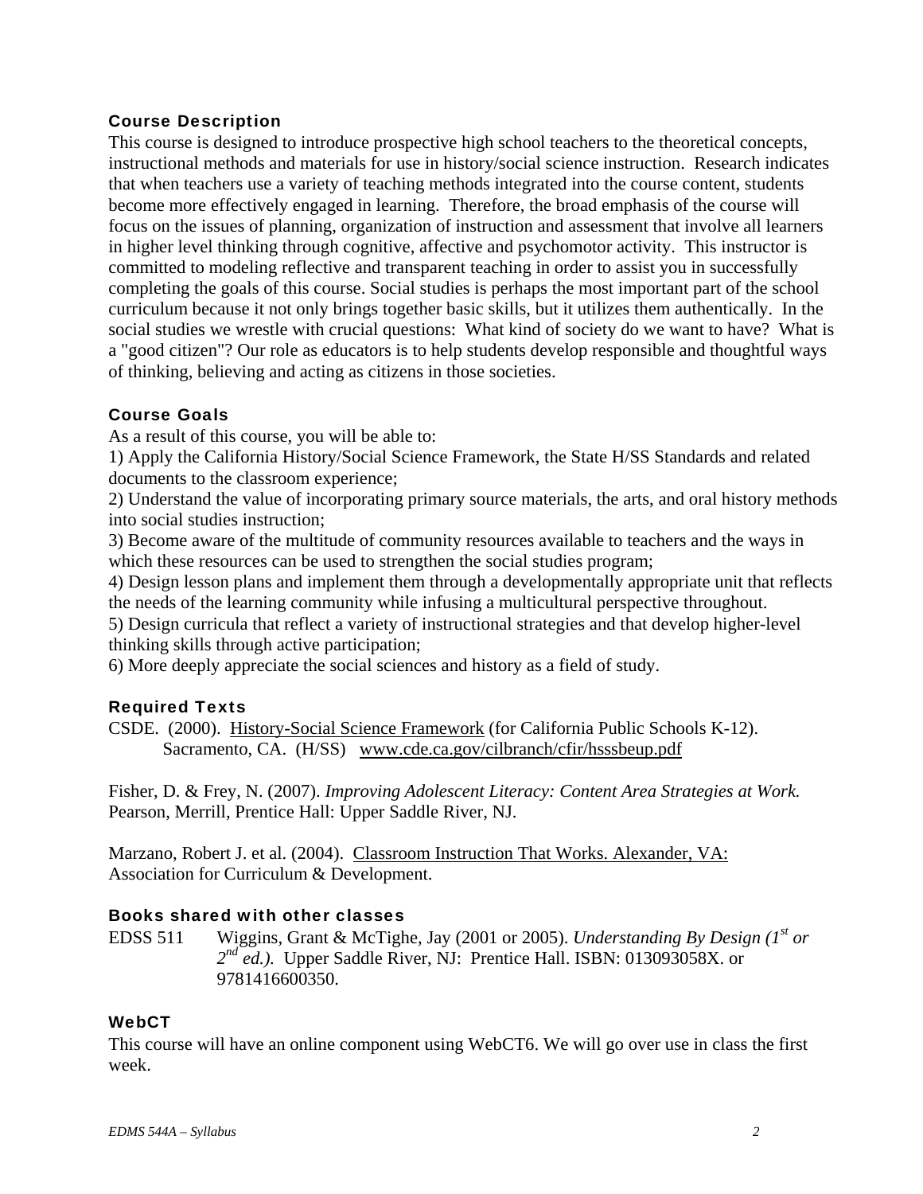### Course Description

This course is designed to introduce prospective high school teachers to the theoretical concepts, instructional methods and materials for use in history/social science instruction. Research indicates that when teachers use a variety of teaching methods integrated into the course content, students become more effectively engaged in learning. Therefore, the broad emphasis of the course will focus on the issues of planning, organization of instruction and assessment that involve all learners in higher level thinking through cognitive, affective and psychomotor activity. This instructor is committed to modeling reflective and transparent teaching in order to assist you in successfully completing the goals of this course. Social studies is perhaps the most important part of the school curriculum because it not only brings together basic skills, but it utilizes them authentically. In the social studies we wrestle with crucial questions: What kind of society do we want to have? What is a "good citizen"? Our role as educators is to help students develop responsible and thoughtful ways of thinking, believing and acting as citizens in those societies.

### Course Goals

As a result of this course, you will be able to:

1) Apply the California History/Social Science Framework, the State H/SS Standards and related documents to the classroom experience;
2) Understand the value of incorporating primary source materials, the arts, and oral history methods into social studies instruction;
3) Become aware of the multitude of community resources available to teachers and the ways in which these resources can be used to strengthen the social studies program;
4) Design lesson plans and implement them through a developmentally appropriate unit that reflects the needs of the learning community while infusing a multicultural perspective throughout.
5) Design curricula that reflect a variety of instructional strategies and that develop higher-level thinking skills through active participation;
6) More deeply appreciate the social sciences and history as a field of study.

### Required Texts

CSDE. (2000). History-Social Science Framework (for California Public Schools K-12). Sacramento, CA. (H/SS) www.cde.ca.gov/cilbranch/cfir/hsssbeup.pdf

Fisher, D. & Frey, N. (2007). *Improving Adolescent Literacy: Content Area Strategies at Work.* Pearson, Merrill, Prentice Hall: Upper Saddle River, NJ.

Marzano, Robert J. et al. (2004). Classroom Instruction That Works. Alexander, VA: Association for Curriculum & Development.

### Books shared with other classes

EDSS 511 Wiggins, Grant & McTighe, Jay (2001 or 2005). *Understanding By Design (1st or 2nd ed.).* Upper Saddle River, NJ: Prentice Hall. ISBN: 013093058X. or 9781416600350.

### WebCT

This course will have an online component using WebCT6. We will go over use in class the first week.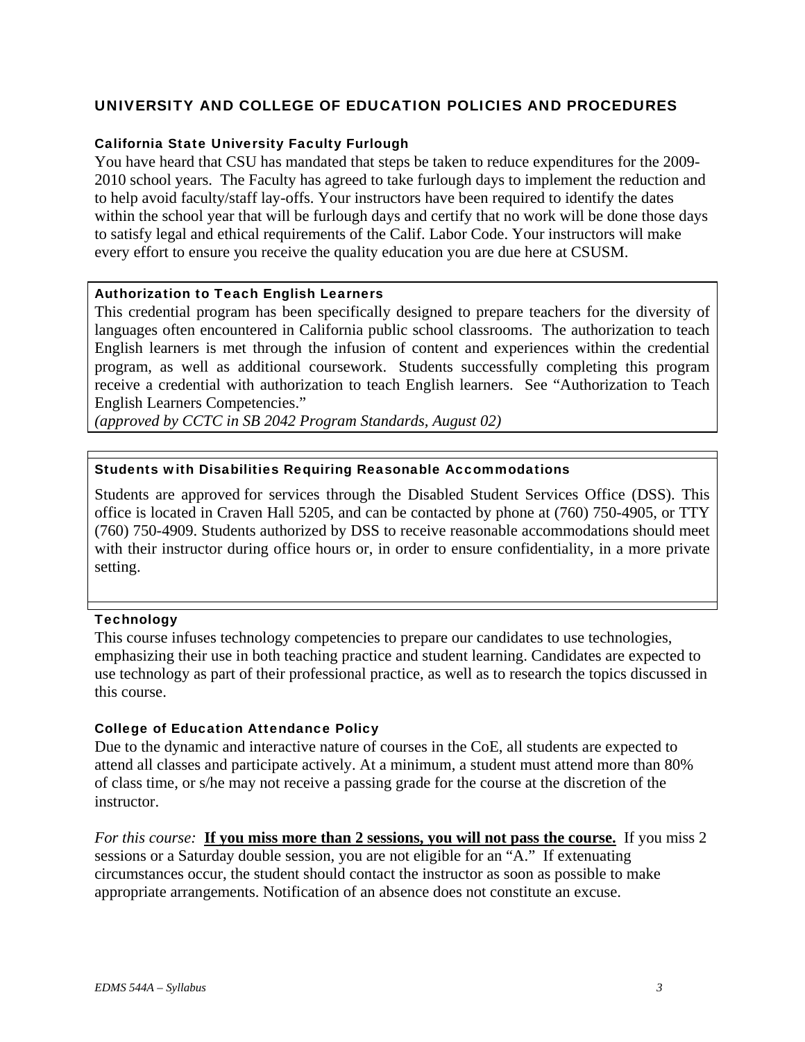## UNIVERSITY AND COLLEGE OF EDUCATION POLICIES AND PROCEDURES

### California State University Faculty Furlough

You have heard that CSU has mandated that steps be taken to reduce expenditures for the 2009-2010 school years. The Faculty has agreed to take furlough days to implement the reduction and to help avoid faculty/staff lay-offs. Your instructors have been required to identify the dates within the school year that will be furlough days and certify that no work will be done those days to satisfy legal and ethical requirements of the Calif. Labor Code. Your instructors will make every effort to ensure you receive the quality education you are due here at CSUSM.

### Authorization to Teach English Learners

This credential program has been specifically designed to prepare teachers for the diversity of languages often encountered in California public school classrooms. The authorization to teach English learners is met through the infusion of content and experiences within the credential program, as well as additional coursework. Students successfully completing this program receive a credential with authorization to teach English learners. See "Authorization to Teach English Learners Competencies."

*(approved by CCTC in SB 2042 Program Standards, August 02)*

### Students with Disabilities Requiring Reasonable Accommodations

Students are approved for services through the Disabled Student Services Office (DSS). This office is located in Craven Hall 5205, and can be contacted by phone at (760) 750-4905, or TTY (760) 750-4909. Students authorized by DSS to receive reasonable accommodations should meet with their instructor during office hours or, in order to ensure confidentiality, in a more private setting.

### Technology

This course infuses technology competencies to prepare our candidates to use technologies, emphasizing their use in both teaching practice and student learning. Candidates are expected to use technology as part of their professional practice, as well as to research the topics discussed in this course.

### College of Education Attendance Policy

Due to the dynamic and interactive nature of courses in the CoE, all students are expected to attend all classes and participate actively. At a minimum, a student must attend more than 80% of class time, or s/he may not receive a passing grade for the course at the discretion of the instructor.

*For this course:* **<u>If you miss more than 2 sessions, you will not pass the course.</u>** If you miss 2 sessions or a Saturday double session, you are not eligible for an "A." If extenuating circumstances occur, the student should contact the instructor as soon as possible to make appropriate arrangements. Notification of an absence does not constitute an excuse.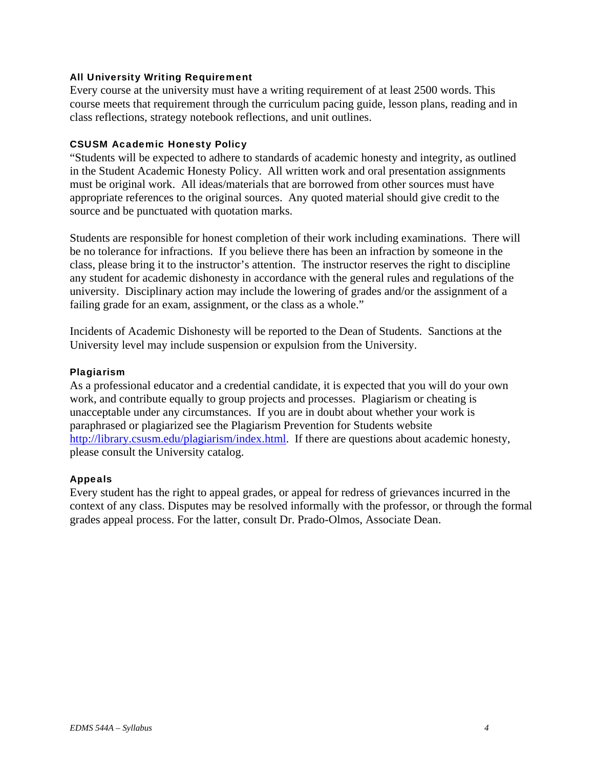### All University Writing Requirement

Every course at the university must have a writing requirement of at least 2500 words. This course meets that requirement through the curriculum pacing guide, lesson plans, reading and in class reflections, strategy notebook reflections, and unit outlines.

### CSUSM Academic Honesty Policy

"Students will be expected to adhere to standards of academic honesty and integrity, as outlined in the Student Academic Honesty Policy. All written work and oral presentation assignments must be original work. All ideas/materials that are borrowed from other sources must have appropriate references to the original sources. Any quoted material should give credit to the source and be punctuated with quotation marks.

Students are responsible for honest completion of their work including examinations. There will be no tolerance for infractions. If you believe there has been an infraction by someone in the class, please bring it to the instructor's attention. The instructor reserves the right to discipline any student for academic dishonesty in accordance with the general rules and regulations of the university. Disciplinary action may include the lowering of grades and/or the assignment of a failing grade for an exam, assignment, or the class as a whole."

Incidents of Academic Dishonesty will be reported to the Dean of Students. Sanctions at the University level may include suspension or expulsion from the University.

### Plagiarism

As a professional educator and a credential candidate, it is expected that you will do your own work, and contribute equally to group projects and processes. Plagiarism or cheating is unacceptable under any circumstances. If you are in doubt about whether your work is paraphrased or plagiarized see the Plagiarism Prevention for Students website [http://library.csusm.edu/plagiarism/index.html](http://library.csusm.edu/plagiarism/index.html). If there are questions about academic honesty, please consult the University catalog.

### Appeals

Every student has the right to appeal grades, or appeal for redress of grievances incurred in the context of any class. Disputes may be resolved informally with the professor, or through the formal grades appeal process. For the latter, consult Dr. Prado-Olmos, Associate Dean.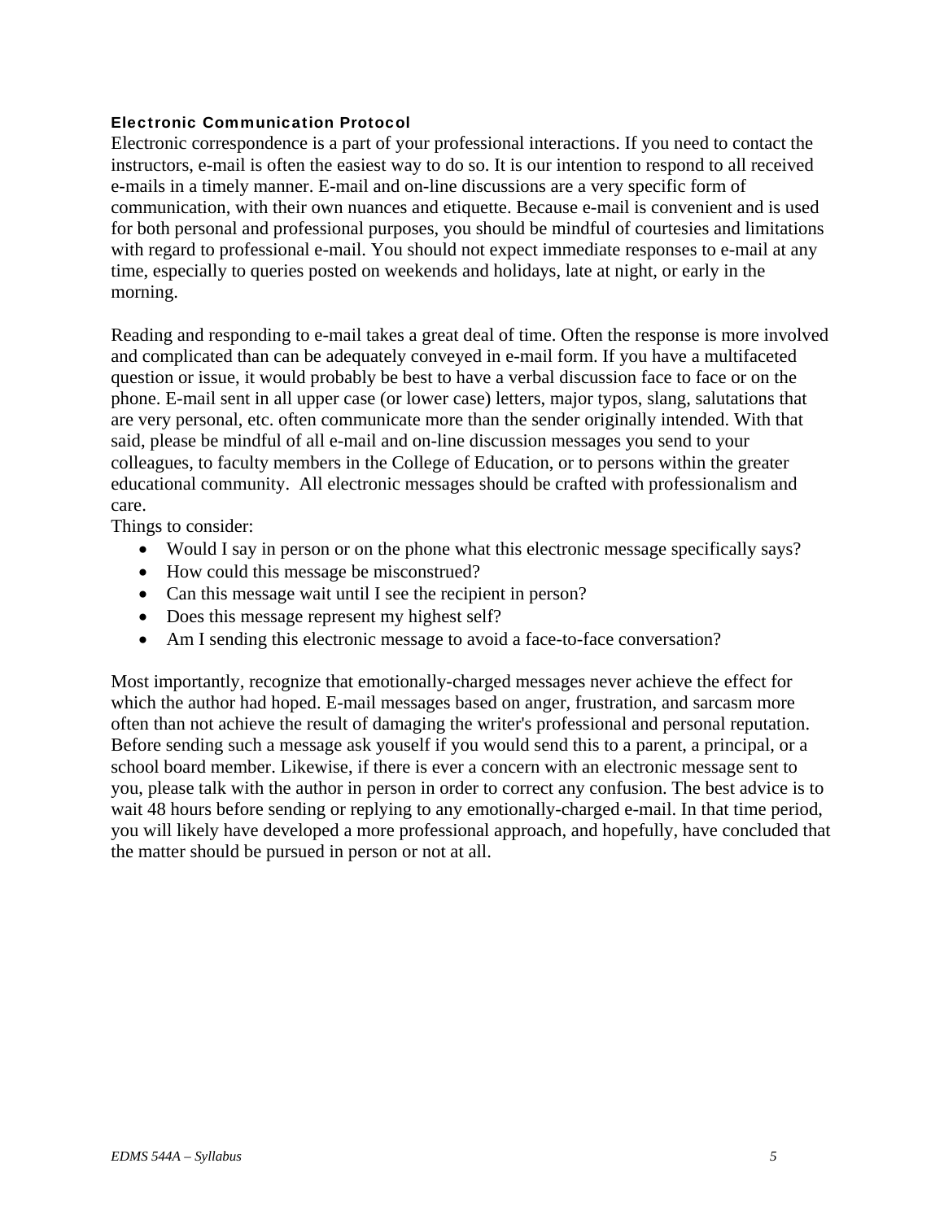### Electronic Communication Protocol

Electronic correspondence is a part of your professional interactions. If you need to contact the instructors, e-mail is often the easiest way to do so. It is our intention to respond to all received e-mails in a timely manner. E-mail and on-line discussions are a very specific form of communication, with their own nuances and etiquette. Because e-mail is convenient and is used for both personal and professional purposes, you should be mindful of courtesies and limitations with regard to professional e-mail. You should not expect immediate responses to e-mail at any time, especially to queries posted on weekends and holidays, late at night, or early in the morning.

Reading and responding to e-mail takes a great deal of time. Often the response is more involved and complicated than can be adequately conveyed in e-mail form. If you have a multifaceted question or issue, it would probably be best to have a verbal discussion face to face or on the phone. E-mail sent in all upper case (or lower case) letters, major typos, slang, salutations that are very personal, etc. often communicate more than the sender originally intended. With that said, please be mindful of all e-mail and on-line discussion messages you send to your colleagues, to faculty members in the College of Education, or to persons within the greater educational community. All electronic messages should be crafted with professionalism and care.

Things to consider:

- Would I say in person or on the phone what this electronic message specifically says?
- How could this message be misconstrued?
- Can this message wait until I see the recipient in person?
- Does this message represent my highest self?
- Am I sending this electronic message to avoid a face-to-face conversation?

Most importantly, recognize that emotionally-charged messages never achieve the effect for which the author had hoped. E-mail messages based on anger, frustration, and sarcasm more often than not achieve the result of damaging the writer's professional and personal reputation. Before sending such a message ask youself if you would send this to a parent, a principal, or a school board member. Likewise, if there is ever a concern with an electronic message sent to you, please talk with the author in person in order to correct any confusion. The best advice is to wait 48 hours before sending or replying to any emotionally-charged e-mail. In that time period, you will likely have developed a more professional approach, and hopefully, have concluded that the matter should be pursued in person or not at all.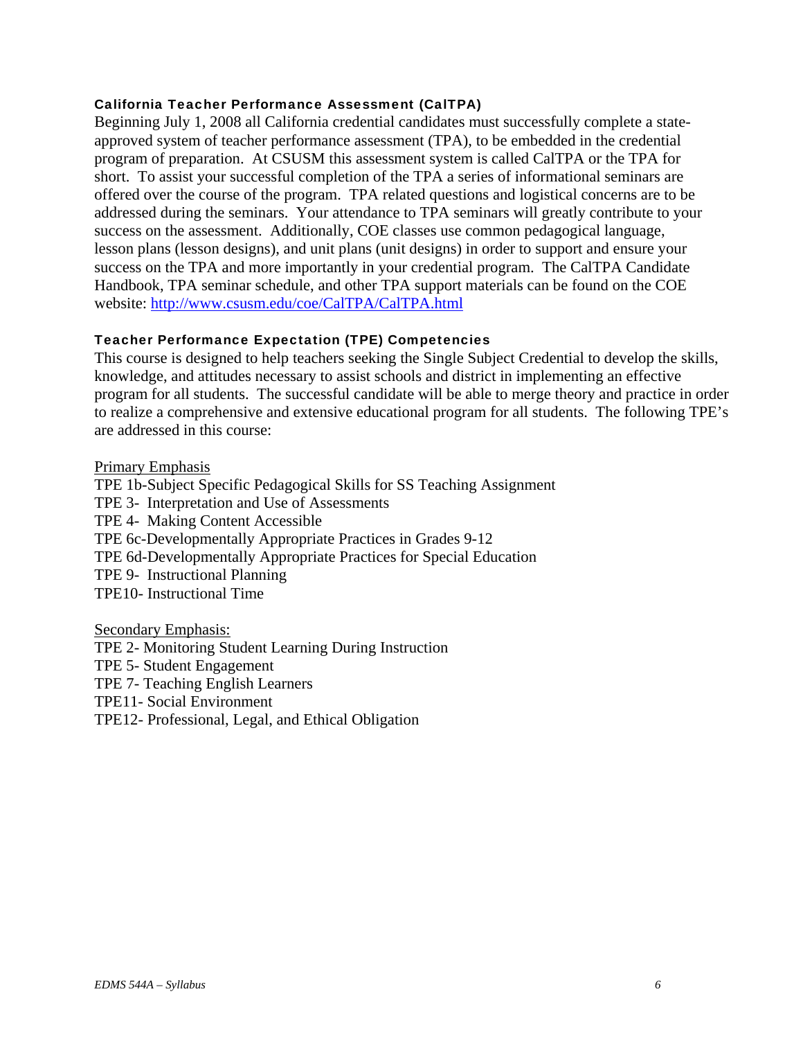### California Teacher Performance Assessment (CalTPA)

Beginning July 1, 2008 all California credential candidates must successfully complete a state-approved system of teacher performance assessment (TPA), to be embedded in the credential program of preparation. At CSUSM this assessment system is called CalTPA or the TPA for short. To assist your successful completion of the TPA a series of informational seminars are offered over the course of the program. TPA related questions and logistical concerns are to be addressed during the seminars. Your attendance to TPA seminars will greatly contribute to your success on the assessment. Additionally, COE classes use common pedagogical language, lesson plans (lesson designs), and unit plans (unit designs) in order to support and ensure your success on the TPA and more importantly in your credential program. The CalTPA Candidate Handbook, TPA seminar schedule, and other TPA support materials can be found on the COE website: [http://www.csusm.edu/coe/CalTPA/CalTPA.html](http://www.csusm.edu/coe/CalTPA/CalTPA.html)

### Teacher Performance Expectation (TPE) Competencies

This course is designed to help teachers seeking the Single Subject Credential to develop the skills, knowledge, and attitudes necessary to assist schools and district in implementing an effective program for all students. The successful candidate will be able to merge theory and practice in order to realize a comprehensive and extensive educational program for all students. The following TPE's are addressed in this course:

<u>Primary Emphasis</u>

TPE 1b-Subject Specific Pedagogical Skills for SS Teaching Assignment
TPE 3- Interpretation and Use of Assessments
TPE 4- Making Content Accessible
TPE 6c-Developmentally Appropriate Practices in Grades 9-12
TPE 6d-Developmentally Appropriate Practices for Special Education
TPE 9- Instructional Planning
TPE10- Instructional Time

<u>Secondary Emphasis:</u>

TPE 2- Monitoring Student Learning During Instruction
TPE 5- Student Engagement
TPE 7- Teaching English Learners
TPE11- Social Environment
TPE12- Professional, Legal, and Ethical Obligation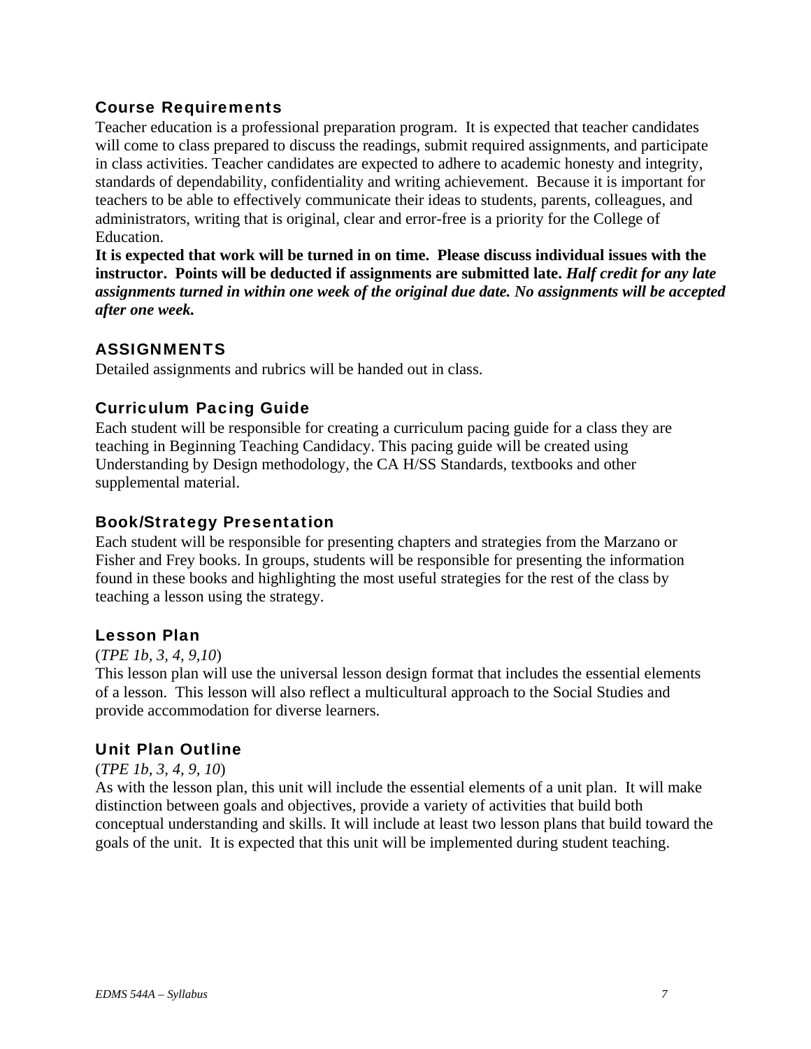### Course Requirements

Teacher education is a professional preparation program. It is expected that teacher candidates will come to class prepared to discuss the readings, submit required assignments, and participate in class activities. Teacher candidates are expected to adhere to academic honesty and integrity, standards of dependability, confidentiality and writing achievement. Because it is important for teachers to be able to effectively communicate their ideas to students, parents, colleagues, and administrators, writing that is original, clear and error-free is a priority for the College of Education.

**It is expected that work will be turned in on time. Please discuss individual issues with the instructor. Points will be deducted if assignments are submitted late.** ***Half credit for any late assignments turned in within one week of the original due date. No assignments will be accepted after one week.***

### ASSIGNMENTS

Detailed assignments and rubrics will be handed out in class.

### Curriculum Pacing Guide

Each student will be responsible for creating a curriculum pacing guide for a class they are teaching in Beginning Teaching Candidacy. This pacing guide will be created using Understanding by Design methodology, the CA H/SS Standards, textbooks and other supplemental material.

### Book/Strategy Presentation

Each student will be responsible for presenting chapters and strategies from the Marzano or Fisher and Frey books. In groups, students will be responsible for presenting the information found in these books and highlighting the most useful strategies for the rest of the class by teaching a lesson using the strategy.

### Lesson Plan

(*TPE 1b, 3, 4, 9,10*)

This lesson plan will use the universal lesson design format that includes the essential elements of a lesson. This lesson will also reflect a multicultural approach to the Social Studies and provide accommodation for diverse learners.

### Unit Plan Outline

(*TPE 1b, 3, 4, 9, 10*)

As with the lesson plan, this unit will include the essential elements of a unit plan. It will make distinction between goals and objectives, provide a variety of activities that build both conceptual understanding and skills. It will include at least two lesson plans that build toward the goals of the unit. It is expected that this unit will be implemented during student teaching.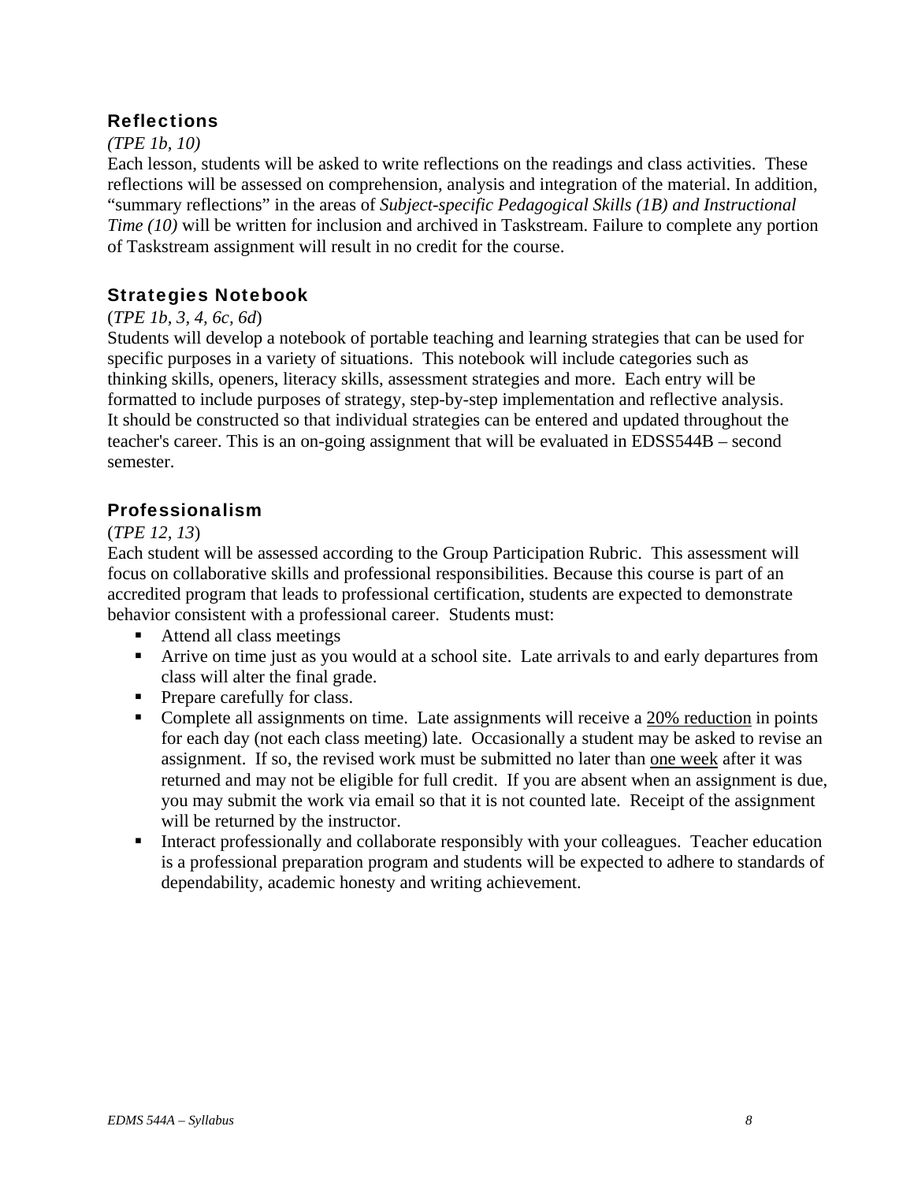### Reflections

*(TPE 1b, 10)*

Each lesson, students will be asked to write reflections on the readings and class activities. These reflections will be assessed on comprehension, analysis and integration of the material. In addition, "summary reflections" in the areas of *Subject-specific Pedagogical Skills (1B) and Instructional Time (10)* will be written for inclusion and archived in Taskstream. Failure to complete any portion of Taskstream assignment will result in no credit for the course.

### Strategies Notebook

(*TPE 1b, 3, 4, 6c, 6d*)

Students will develop a notebook of portable teaching and learning strategies that can be used for specific purposes in a variety of situations. This notebook will include categories such as thinking skills, openers, literacy skills, assessment strategies and more. Each entry will be formatted to include purposes of strategy, step-by-step implementation and reflective analysis. It should be constructed so that individual strategies can be entered and updated throughout the teacher's career. This is an on-going assignment that will be evaluated in EDSS544B – second semester.

### Professionalism

(*TPE 12, 13*)

Each student will be assessed according to the Group Participation Rubric. This assessment will focus on collaborative skills and professional responsibilities. Because this course is part of an accredited program that leads to professional certification, students are expected to demonstrate behavior consistent with a professional career. Students must:

- Attend all class meetings
- Arrive on time just as you would at a school site. Late arrivals to and early departures from class will alter the final grade.
- Prepare carefully for class.
- Complete all assignments on time. Late assignments will receive a <u>20% reduction</u> in points for each day (not each class meeting) late. Occasionally a student may be asked to revise an assignment. If so, the revised work must be submitted no later than <u>one week</u> after it was returned and may not be eligible for full credit. If you are absent when an assignment is due, you may submit the work via email so that it is not counted late. Receipt of the assignment will be returned by the instructor.
- Interact professionally and collaborate responsibly with your colleagues. Teacher education is a professional preparation program and students will be expected to adhere to standards of dependability, academic honesty and writing achievement.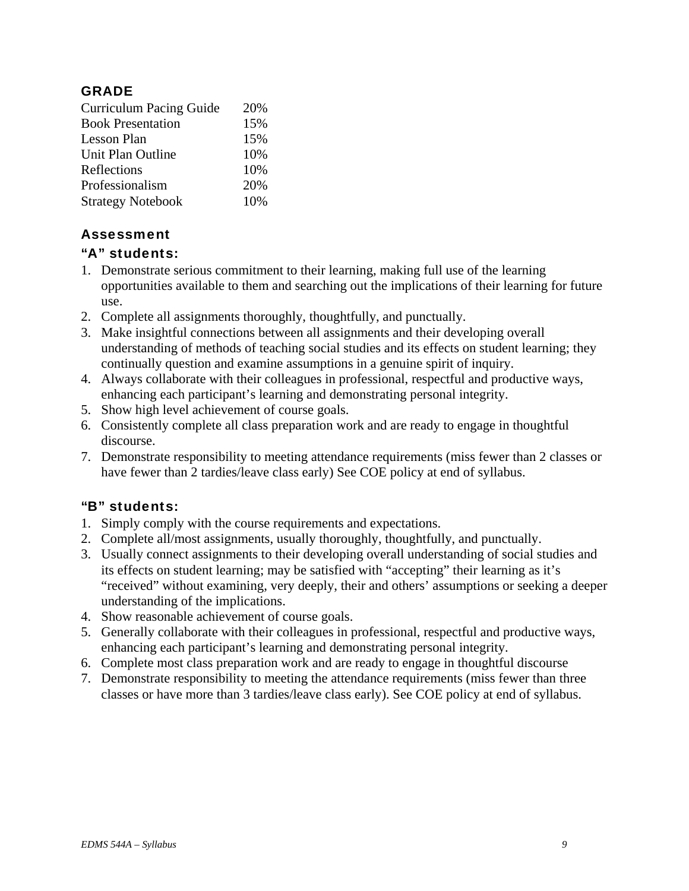## GRADE

| Assignment | Weight |
|---|---|
| Curriculum Pacing Guide | 20% |
| Book Presentation | 15% |
| Lesson Plan | 15% |
| Unit Plan Outline | 10% |
| Reflections | 10% |
| Professionalism | 20% |
| Strategy Notebook | 10% |

## Assessment

### "A" students:

1. Demonstrate serious commitment to their learning, making full use of the learning opportunities available to them and searching out the implications of their learning for future use.
2. Complete all assignments thoroughly, thoughtfully, and punctually.
3. Make insightful connections between all assignments and their developing overall understanding of methods of teaching social studies and its effects on student learning; they continually question and examine assumptions in a genuine spirit of inquiry.
4. Always collaborate with their colleagues in professional, respectful and productive ways, enhancing each participant's learning and demonstrating personal integrity.
5. Show high level achievement of course goals.
6. Consistently complete all class preparation work and are ready to engage in thoughtful discourse.
7. Demonstrate responsibility to meeting attendance requirements (miss fewer than 2 classes or have fewer than 2 tardies/leave class early) See COE policy at end of syllabus.

### "B" students:

1. Simply comply with the course requirements and expectations.
2. Complete all/most assignments, usually thoroughly, thoughtfully, and punctually.
3. Usually connect assignments to their developing overall understanding of social studies and its effects on student learning; may be satisfied with "accepting" their learning as it's "received" without examining, very deeply, their and others' assumptions or seeking a deeper understanding of the implications.
4. Show reasonable achievement of course goals.
5. Generally collaborate with their colleagues in professional, respectful and productive ways, enhancing each participant's learning and demonstrating personal integrity.
6. Complete most class preparation work and are ready to engage in thoughtful discourse
7. Demonstrate responsibility to meeting the attendance requirements (miss fewer than three classes or have more than 3 tardies/leave class early). See COE policy at end of syllabus.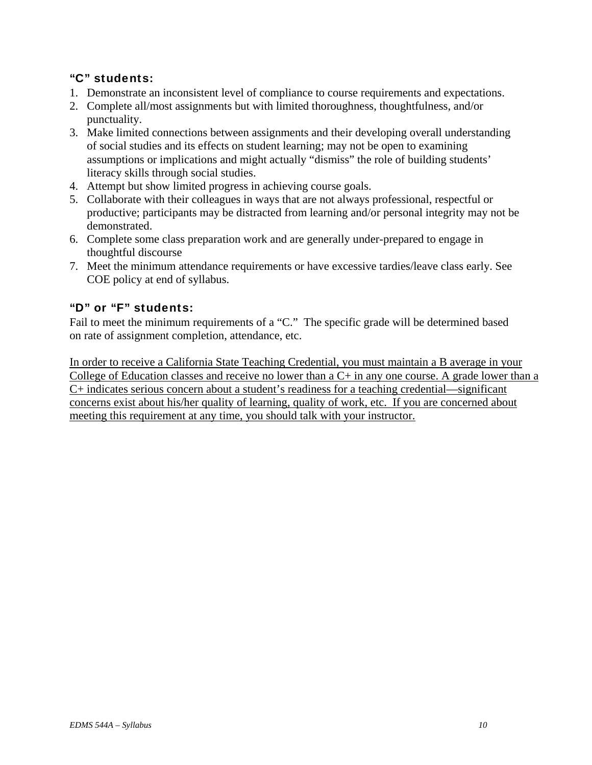### "C" students:

1. Demonstrate an inconsistent level of compliance to course requirements and expectations.
2. Complete all/most assignments but with limited thoroughness, thoughtfulness, and/or punctuality.
3. Make limited connections between assignments and their developing overall understanding of social studies and its effects on student learning; may not be open to examining assumptions or implications and might actually "dismiss" the role of building students' literacy skills through social studies.
4. Attempt but show limited progress in achieving course goals.
5. Collaborate with their colleagues in ways that are not always professional, respectful or productive; participants may be distracted from learning and/or personal integrity may not be demonstrated.
6. Complete some class preparation work and are generally under-prepared to engage in thoughtful discourse
7. Meet the minimum attendance requirements or have excessive tardies/leave class early. See COE policy at end of syllabus.

### "D" or "F" students:

Fail to meet the minimum requirements of a "C." The specific grade will be determined based on rate of assignment completion, attendance, etc.

<u>In order to receive a California State Teaching Credential, you must maintain a B average in your College of Education classes and receive no lower than a C+ in any one course. A grade lower than a C+ indicates serious concern about a student's readiness for a teaching credential—significant concerns exist about his/her quality of learning, quality of work, etc. If you are concerned about meeting this requirement at any time, you should talk with your instructor.</u>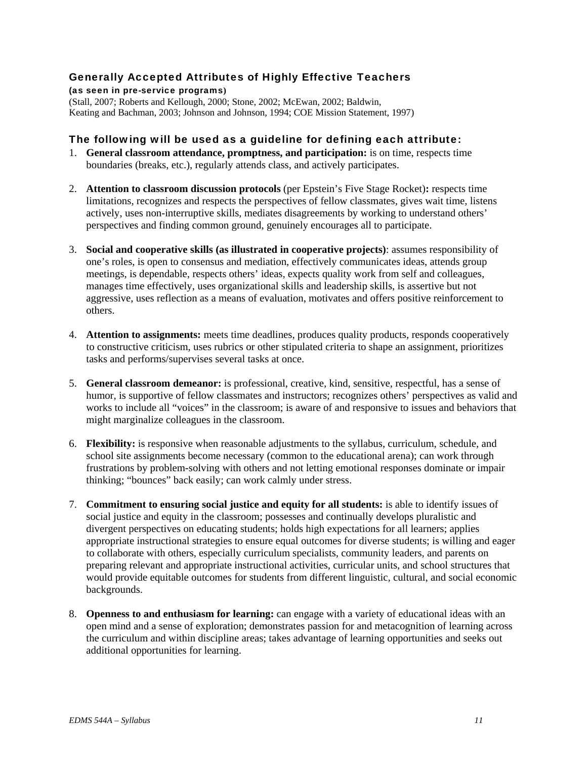## Generally Accepted Attributes of Highly Effective Teachers

**(as seen in pre-service programs)**

(Stall, 2007; Roberts and Kellough, 2000; Stone, 2002; McEwan, 2002; Baldwin, Keating and Bachman, 2003; Johnson and Johnson, 1994; COE Mission Statement, 1997)

### The following will be used as a guideline for defining each attribute:

1. **General classroom attendance, promptness, and participation:** is on time, respects time boundaries (breaks, etc.), regularly attends class, and actively participates.

2. **Attention to classroom discussion protocols** (per Epstein's Five Stage Rocket)**:** respects time limitations, recognizes and respects the perspectives of fellow classmates, gives wait time, listens actively, uses non-interruptive skills, mediates disagreements by working to understand others' perspectives and finding common ground, genuinely encourages all to participate.

3. **Social and cooperative skills (as illustrated in cooperative projects)**: assumes responsibility of one's roles, is open to consensus and mediation, effectively communicates ideas, attends group meetings, is dependable, respects others' ideas, expects quality work from self and colleagues, manages time effectively, uses organizational skills and leadership skills, is assertive but not aggressive, uses reflection as a means of evaluation, motivates and offers positive reinforcement to others.

4. **Attention to assignments:** meets time deadlines, produces quality products, responds cooperatively to constructive criticism, uses rubrics or other stipulated criteria to shape an assignment, prioritizes tasks and performs/supervises several tasks at once.

5. **General classroom demeanor:** is professional, creative, kind, sensitive, respectful, has a sense of humor, is supportive of fellow classmates and instructors; recognizes others' perspectives as valid and works to include all "voices" in the classroom; is aware of and responsive to issues and behaviors that might marginalize colleagues in the classroom.

6. **Flexibility:** is responsive when reasonable adjustments to the syllabus, curriculum, schedule, and school site assignments become necessary (common to the educational arena); can work through frustrations by problem-solving with others and not letting emotional responses dominate or impair thinking; "bounces" back easily; can work calmly under stress.

7. **Commitment to ensuring social justice and equity for all students:** is able to identify issues of social justice and equity in the classroom; possesses and continually develops pluralistic and divergent perspectives on educating students; holds high expectations for all learners; applies appropriate instructional strategies to ensure equal outcomes for diverse students; is willing and eager to collaborate with others, especially curriculum specialists, community leaders, and parents on preparing relevant and appropriate instructional activities, curricular units, and school structures that would provide equitable outcomes for students from different linguistic, cultural, and social economic backgrounds.

8. **Openness to and enthusiasm for learning:** can engage with a variety of educational ideas with an open mind and a sense of exploration; demonstrates passion for and metacognition of learning across the curriculum and within discipline areas; takes advantage of learning opportunities and seeks out additional opportunities for learning.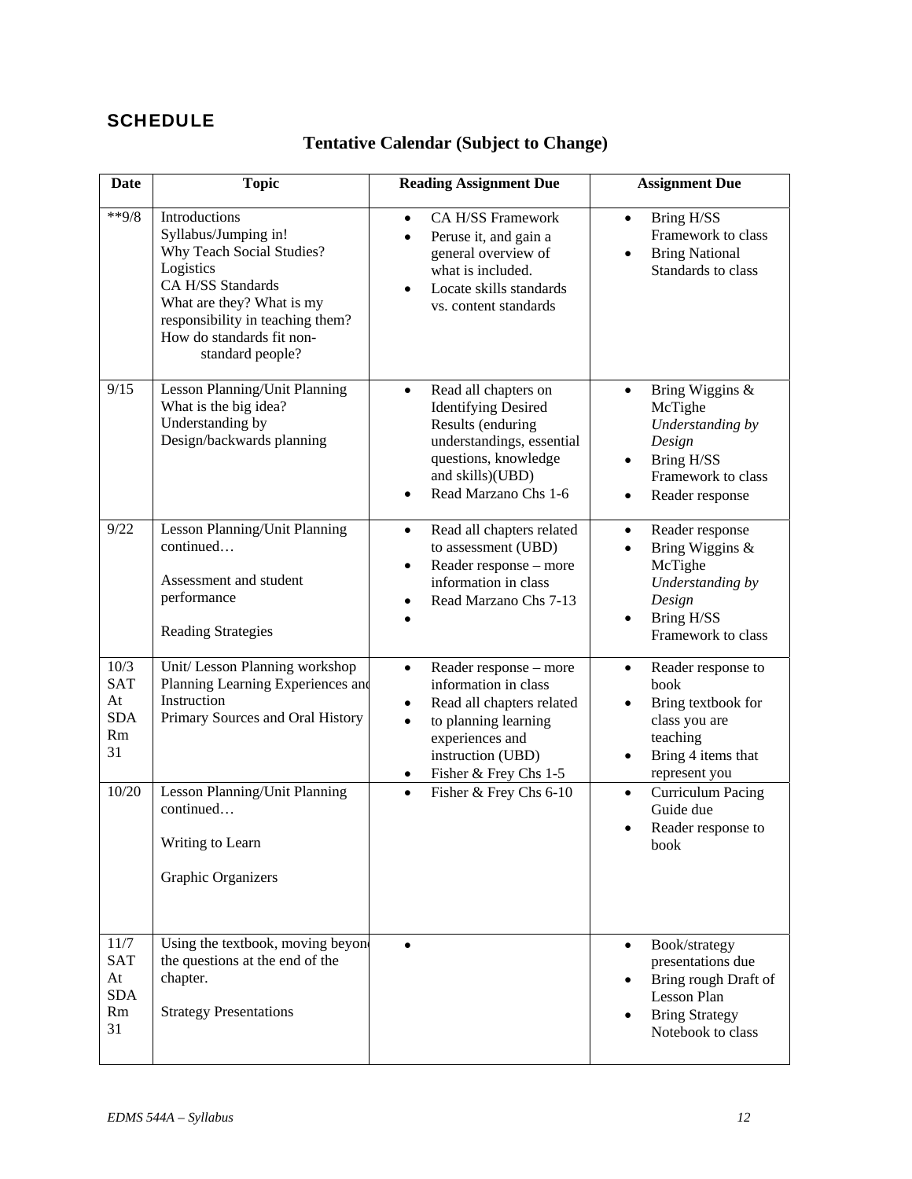## SCHEDULE

### Tentative Calendar (Subject to Change)

| Date | Topic | Reading Assignment Due | Assignment Due |
|---|---|---|---|
| **9/8 | Introductions<br>Syllabus/Jumping in!<br>Why Teach Social Studies?<br>Logistics<br>CA H/SS Standards<br>What are they? What is my responsibility in teaching them? How do standards fit non-standard people? | • CA H/SS Framework<br>• Peruse it, and gain a general overview of what is included.<br>• Locate skills standards vs. content standards | • Bring H/SS Framework to class<br>• Bring National Standards to class |
| 9/15 | Lesson Planning/Unit Planning<br>What is the big idea?<br>Understanding by Design/backwards planning | • Read all chapters on Identifying Desired Results (enduring understandings, essential questions, knowledge and skills)(UBD)<br>• Read Marzano Chs 1-6 | • Bring Wiggins & McTighe *Understanding by Design*<br>• Bring H/SS Framework to class<br>• Reader response |
| 9/22 | Lesson Planning/Unit Planning continued…<br><br>Assessment and student performance<br><br>Reading Strategies | • Read all chapters related to assessment (UBD)<br>• Reader response – more information in class<br>• Read Marzano Chs 7-13<br>• | • Reader response<br>• Bring Wiggins & McTighe *Understanding by Design*<br>• Bring H/SS Framework to class |
| 10/3 SAT At SDA Rm 31 | Unit/ Lesson Planning workshop<br>Planning Learning Experiences and Instruction<br>Primary Sources and Oral History | • Reader response – more information in class<br>• Read all chapters related<br>• to planning learning experiences and instruction (UBD)<br>• Fisher & Frey Chs 1-5 | • Reader response to book<br>• Bring textbook for class you are teaching<br>• Bring 4 items that represent you |
| 10/20 | Lesson Planning/Unit Planning continued…<br><br>Writing to Learn<br><br>Graphic Organizers | • Fisher & Frey Chs 6-10 | • Curriculum Pacing Guide due<br>• Reader response to book |
| 11/7 SAT At SDA Rm 31 | Using the textbook, moving beyond the questions at the end of the chapter.<br><br>Strategy Presentations | • | • Book/strategy presentations due<br>• Bring rough Draft of Lesson Plan<br>• Bring Strategy Notebook to class |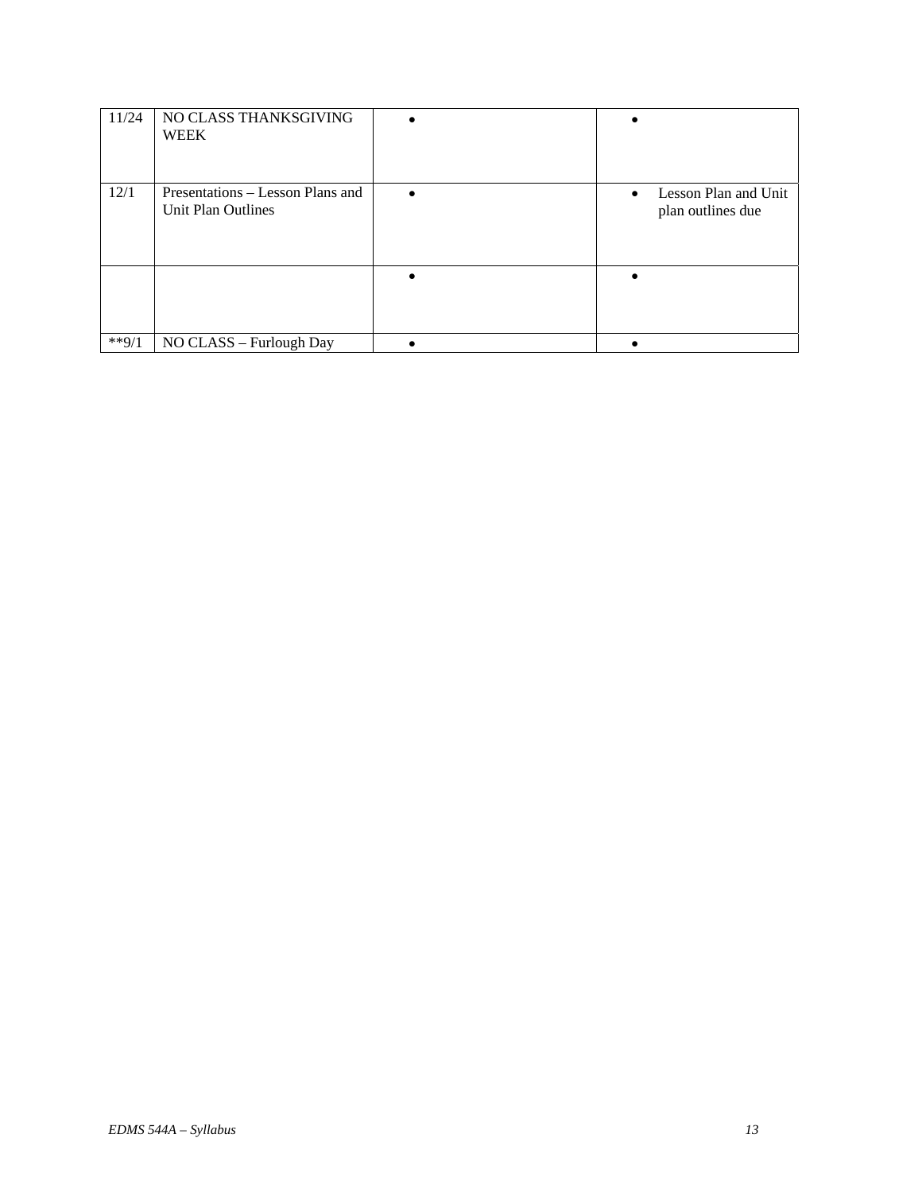| | | | |
|---|---|---|---|
| 11/24 | NO CLASS THANKSGIVING WEEK | • | • |
| 12/1 | Presentations – Lesson Plans and Unit Plan Outlines | • | • Lesson Plan and Unit plan outlines due |
| | | • | • |
| **9/1 | NO CLASS – Furlough Day | • | • |